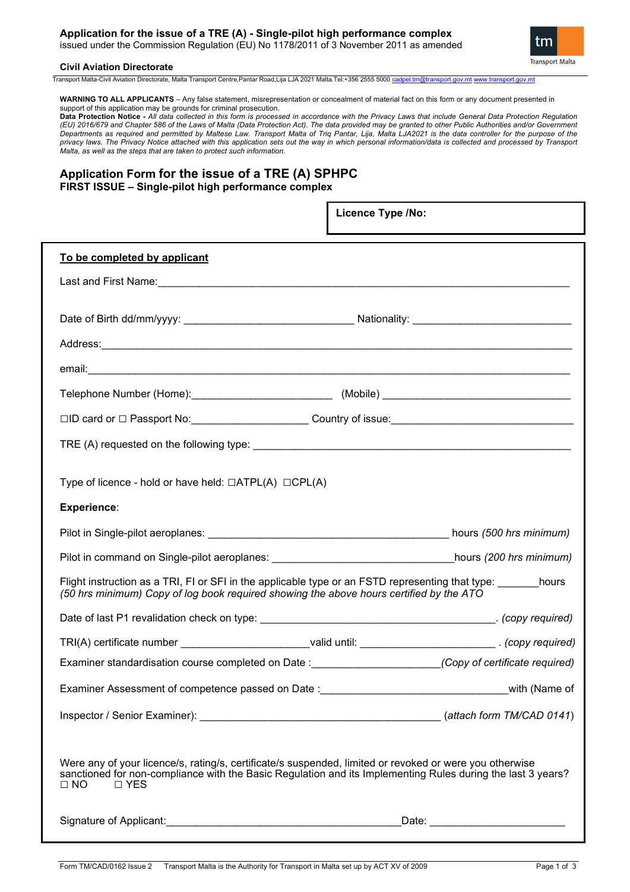# Application for the issue of a TRE (A) - Single-pilot high performance complex

issued under the Commission Regulation (EU) No 1178/2011 of 3 November 2011 as amended

**Civil Aviation Directorate**

Transport Malta-Civil Aviation Directorate, Malta Transport Centre,Pantar Road,Lija LJA 2021 Malta.Tel:+356 2555 5000 cadpel.tm@transport.gov.mt www.transport.gov.mt

**WARNING TO ALL APPLICANTS** – Any false statement, misrepresentation or concealment of material fact on this form or any document presented in support of this application may be grounds for criminal prosecution.

**Data Protection Notice -** *All data collected in this form is processed in accordance with the Privacy Laws that include General Data Protection Regulation (EU) 2016/679 and Chapter 586 of the Laws of Malta (Data Protection Act). The data provided may be granted to other Public Authorities and/or Government Departments as required and permitted by Maltese Law. Transport Malta of Triq Pantar, Lija, Malta LJA2021 is the data controller for the purpose of the privacy laws. The Privacy Notice attached with this application sets out the way in which personal information/data is collected and processed by Transport Malta, as well as the steps that are taken to protect such information.*

## Application Form for the issue of a TRE (A) SPHPC

**FIRST ISSUE – Single-pilot high performance complex**

**Licence Type /No:**

**To be completed by applicant**

Last and First Name:______________________________________________________________

Date of Birth dd/mm/yyyy: ___________________________ Nationality: _________________________

Address:_________________________________________________________________________

email:___________________________________________________________________________

Telephone Number (Home):_______________________ (Mobile) ______________________________

☐ID card or ☐ Passport No:___________________ Country of issue:_____________________________

TRE (A) requested on the following type: ___________________________________________________

Type of licence - hold or have held: ☐ATPL(A) ☐CPL(A)

**Experience**:

Pilot in Single-pilot aeroplanes: _______________________________________ hours *(500 hrs minimum)*

Pilot in command on Single-pilot aeroplanes: _____________________________hours *(200 hrs minimum)*

Flight instruction as a TRI, FI or SFI in the applicable type or an FSTD representing that type: _______hours *(50 hrs minimum) Copy of log book required showing the above hours certified by the ATO*

Date of last P1 revalidation check on type: ______________________________________. *(copy required)*

TRI(A) certificate number _____________________valid until: _______________________ . *(copy required)*

Examiner standardisation course completed on Date :_____________________*(Copy of certificate required)*

Examiner Assessment of competence passed on Date :______________________________with (Name of

Inspector / Senior Examiner): _______________________________________ (*attach form TM/CAD 0141*)

Were any of your licence/s, rating/s, certificate/s suspended, limited or revoked or were you otherwise sanctioned for non-compliance with the Basic Regulation and its Implementing Rules during the last 3 years?
☐ NO ☐ YES

Signature of Applicant:______________________________________Date: ______________________

Form TM/CAD/0162 Issue 2 Transport Malta is the Authority for Transport in Malta set up by ACT XV of 2009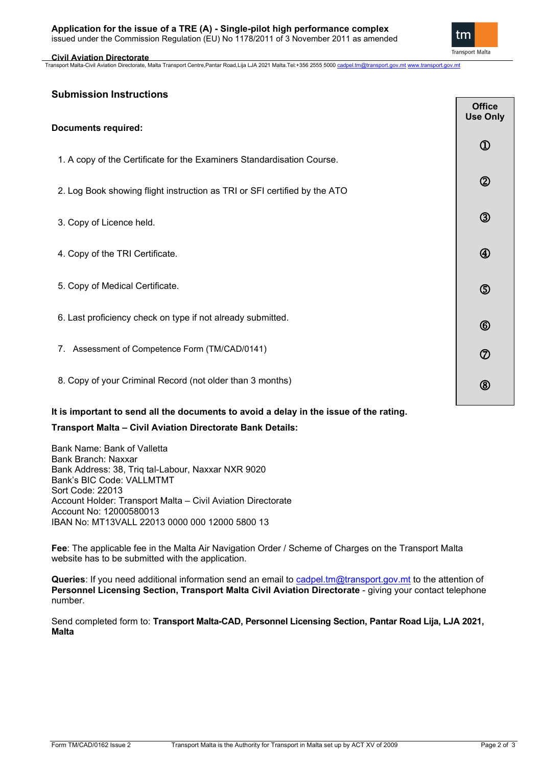## Submission Instructions

**Documents required:**

| | Office Use Only |
|---|---|
| 1. A copy of the Certificate for the Examiners Standardisation Course. | ① |
| 2. Log Book showing flight instruction as TRI or SFI certified by the ATO | ② |
| 3. Copy of Licence held. | ③ |
| 4. Copy of the TRI Certificate. | ④ |
| 5. Copy of Medical Certificate. | ⑤ |
| 6. Last proficiency check on type if not already submitted. | ⑥ |
| 7. Assessment of Competence Form (TM/CAD/0141) | ⑦ |
| 8. Copy of your Criminal Record (not older than 3 months) | ⑧ |

**It is important to send all the documents to avoid a delay in the issue of the rating.**

**Transport Malta – Civil Aviation Directorate Bank Details:**

Bank Name: Bank of Valletta
Bank Branch: Naxxar
Bank Address: 38, Triq tal-Labour, Naxxar NXR 9020
Bank's BIC Code: VALLMTMT
Sort Code: 22013
Account Holder: Transport Malta – Civil Aviation Directorate
Account No: 12000580013
IBAN No: MT13VALL 22013 0000 000 12000 5800 13

**Fee**: The applicable fee in the Malta Air Navigation Order / Scheme of Charges on the Transport Malta website has to be submitted with the application.

**Queries**: If you need additional information send an email to cadpel.tm@transport.gov.mt to the attention of **Personnel Licensing Section, Transport Malta Civil Aviation Directorate** - giving your contact telephone number.

Send completed form to: **Transport Malta-CAD, Personnel Licensing Section, Pantar Road Lija, LJA 2021, Malta**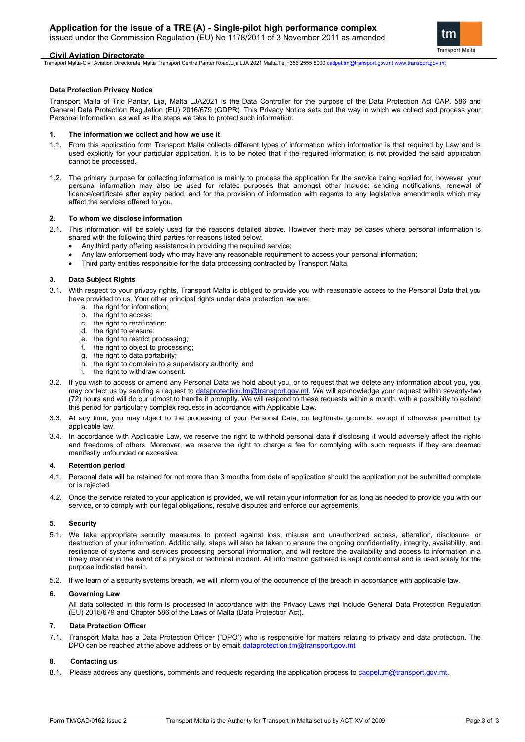## Data Protection Privacy Notice

Transport Malta of Triq Pantar, Lija, Malta LJA2021 is the Data Controller for the purpose of the Data Protection Act CAP. 586 and General Data Protection Regulation (EU) 2016/679 (GDPR). This Privacy Notice sets out the way in which we collect and process your Personal Information, as well as the steps we take to protect such information.

### 1. The information we collect and how we use it

1.1. From this application form Transport Malta collects different types of information which information is that required by Law and is used explicitly for your particular application. It is to be noted that if the required information is not provided the said application cannot be processed.

1.2. The primary purpose for collecting information is mainly to process the application for the service being applied for, however, your personal information may also be used for related purposes that amongst other include: sending notifications, renewal of licence/certificate after expiry period, and for the provision of information with regards to any legislative amendments which may affect the services offered to you.

### 2. To whom we disclose information

2.1. This information will be solely used for the reasons detailed above. However there may be cases where personal information is shared with the following third parties for reasons listed below:

- Any third party offering assistance in providing the required service;
- Any law enforcement body who may have any reasonable requirement to access your personal information;
- Third party entities responsible for the data processing contracted by Transport Malta.

### 3. Data Subject Rights

3.1. With respect to your privacy rights, Transport Malta is obliged to provide you with reasonable access to the Personal Data that you have provided to us. Your other principal rights under data protection law are:

a. the right for information;
b. the right to access;
c. the right to rectification;
d. the right to erasure;
e. the right to restrict processing;
f. the right to object to processing;
g. the right to data portability;
h. the right to complain to a supervisory authority; and
i. the right to withdraw consent.

3.2. If you wish to access or amend any Personal Data we hold about you, or to request that we delete any information about you, you may contact us by sending a request to dataprotection.tm@transport.gov.mt. We will acknowledge your request within seventy-two (72) hours and will do our utmost to handle it promptly. We will respond to these requests within a month, with a possibility to extend this period for particularly complex requests in accordance with Applicable Law.

3.3. At any time, you may object to the processing of your Personal Data, on legitimate grounds, except if otherwise permitted by applicable law.

3.4. In accordance with Applicable Law, we reserve the right to withhold personal data if disclosing it would adversely affect the rights and freedoms of others. Moreover, we reserve the right to charge a fee for complying with such requests if they are deemed manifestly unfounded or excessive.

### 4. Retention period

4.1. Personal data will be retained for not more than 3 months from date of application should the application not be submitted complete or is rejected.

*4.2.* Once the service related to your application is provided, we will retain your information for as long as needed to provide you with our service, or to comply with our legal obligations, resolve disputes and enforce our agreements.

### 5. Security

5.1. We take appropriate security measures to protect against loss, misuse and unauthorized access, alteration, disclosure, or destruction of your information. Additionally, steps will also be taken to ensure the ongoing confidentiality, integrity, availability, and resilience of systems and services processing personal information, and will restore the availability and access to information in a timely manner in the event of a physical or technical incident. All information gathered is kept confidential and is used solely for the purpose indicated herein.

5.2. If we learn of a security systems breach, we will inform you of the occurrence of the breach in accordance with applicable law.

### 6. Governing Law

All data collected in this form is processed in accordance with the Privacy Laws that include General Data Protection Regulation (EU) 2016/679 and Chapter 586 of the Laws of Malta (Data Protection Act).

### 7. Data Protection Officer

7.1. Transport Malta has a Data Protection Officer ("DPO") who is responsible for matters relating to privacy and data protection. The DPO can be reached at the above address or by email: dataprotection.tm@transport.gov.mt

### 8. Contacting us

8.1. Please address any questions, comments and requests regarding the application process to cadpel.tm@transport.gov.mt.